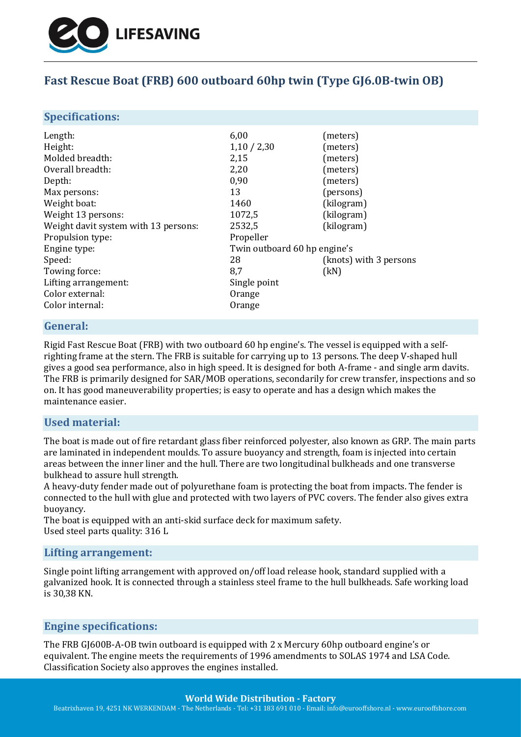# Fast Rescue Boat (FRB) 600 outboard 60hp twin (Type GJ6.0B-twin OB)

## Specifications:

| | | |
|---|---|---|
| Length: | 6,00 | (meters) |
| Height: | 1,10 / 2,30 | (meters) |
| Molded breadth: | 2,15 | (meters) |
| Overall breadth: | 2,20 | (meters) |
| Depth: | 0,90 | (meters) |
| Max persons: | 13 | (persons) |
| Weight boat: | 1460 | (kilogram) |
| Weight 13 persons: | 1072,5 | (kilogram) |
| Weight davit system with 13 persons: | 2532,5 | (kilogram) |
| Propulsion type: | Propeller | |
| Engine type: | Twin outboard 60 hp engine's | |
| Speed: | 28 | (knots) with 3 persons |
| Towing force: | 8,7 | (kN) |
| Lifting arrangement: | Single point | |
| Color external: | Orange | |
| Color internal: | Orange | |

## General:

Rigid Fast Rescue Boat (FRB) with two outboard 60 hp engine's. The vessel is equipped with a self-righting frame at the stern. The FRB is suitable for carrying up to 13 persons. The deep V-shaped hull gives a good sea performance, also in high speed. It is designed for both A-frame - and single arm davits. The FRB is primarily designed for SAR/MOB operations, secondarily for crew transfer, inspections and so on. It has good maneuverability properties; is easy to operate and has a design which makes the maintenance easier.

## Used material:

The boat is made out of fire retardant glass fiber reinforced polyester, also known as GRP. The main parts are laminated in independent moulds. To assure buoyancy and strength, foam is injected into certain areas between the inner liner and the hull. There are two longitudinal bulkheads and one transverse bulkhead to assure hull strength.
A heavy-duty fender made out of polyurethane foam is protecting the boat from impacts. The fender is connected to the hull with glue and protected with two layers of PVC covers. The fender also gives extra buoyancy.
The boat is equipped with an anti-skid surface deck for maximum safety.
Used steel parts quality: 316 L

## Lifting arrangement:

Single point lifting arrangement with approved on/off load release hook, standard supplied with a galvanized hook. It is connected through a stainless steel frame to the hull bulkheads. Safe working load is 30,38 KN.

## Engine specifications:

The FRB GJ600B-A-OB twin outboard is equipped with 2 x Mercury 60hp outboard engine's or equivalent. The engine meets the requirements of 1996 amendments to SOLAS 1974 and LSA Code. Classification Society also approves the engines installed.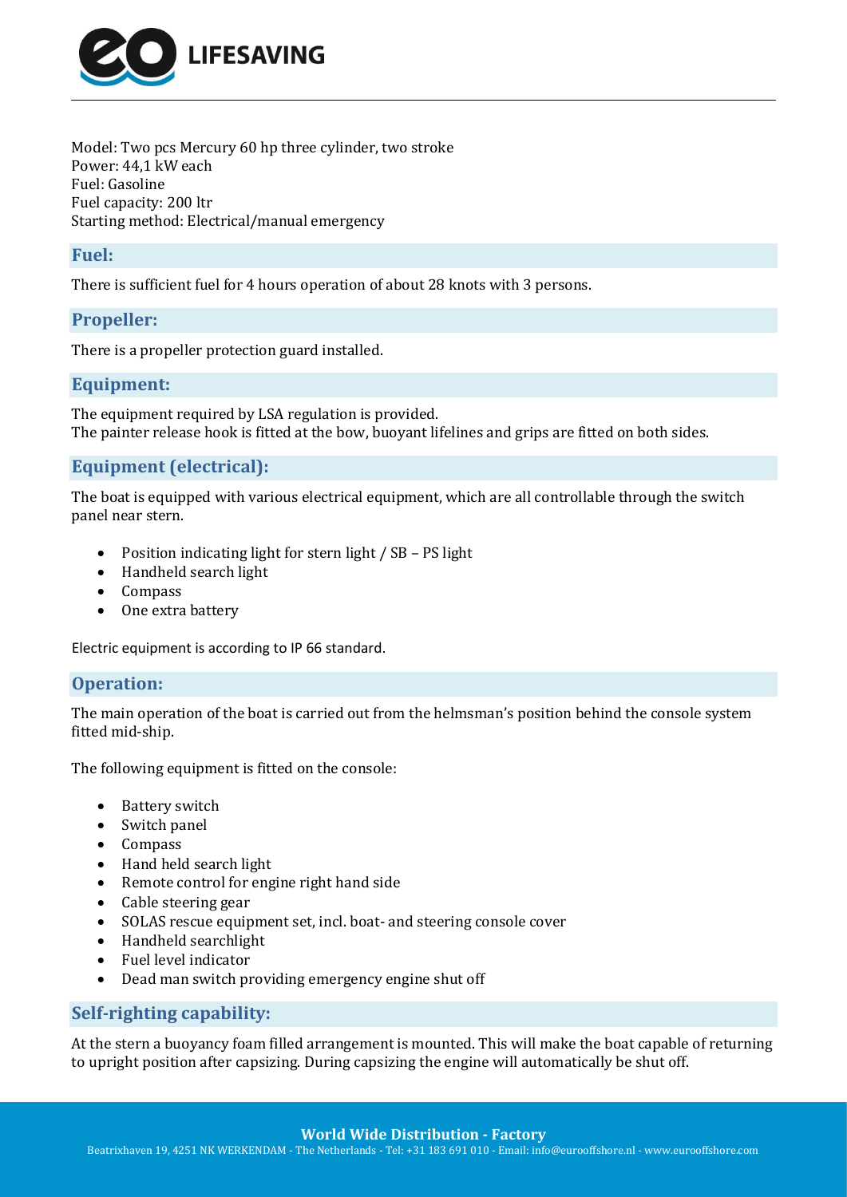Model: Two pcs Mercury 60 hp three cylinder, two stroke
Power: 44,1 kW each
Fuel: Gasoline
Fuel capacity: 200 ltr
Starting method: Electrical/manual emergency

## Fuel:

There is sufficient fuel for 4 hours operation of about 28 knots with 3 persons.

## Propeller:

There is a propeller protection guard installed.

## Equipment:

The equipment required by LSA regulation is provided.
The painter release hook is fitted at the bow, buoyant lifelines and grips are fitted on both sides.

## Equipment (electrical):

The boat is equipped with various electrical equipment, which are all controllable through the switch panel near stern.

- Position indicating light for stern light / SB – PS light
- Handheld search light
- Compass
- One extra battery

Electric equipment is according to IP 66 standard.

## Operation:

The main operation of the boat is carried out from the helmsman's position behind the console system fitted mid-ship.

The following equipment is fitted on the console:

- Battery switch
- Switch panel
- Compass
- Hand held search light
- Remote control for engine right hand side
- Cable steering gear
- SOLAS rescue equipment set, incl. boat- and steering console cover
- Handheld searchlight
- Fuel level indicator
- Dead man switch providing emergency engine shut off

## Self-righting capability:

At the stern a buoyancy foam filled arrangement is mounted. This will make the boat capable of returning to upright position after capsizing. During capsizing the engine will automatically be shut off.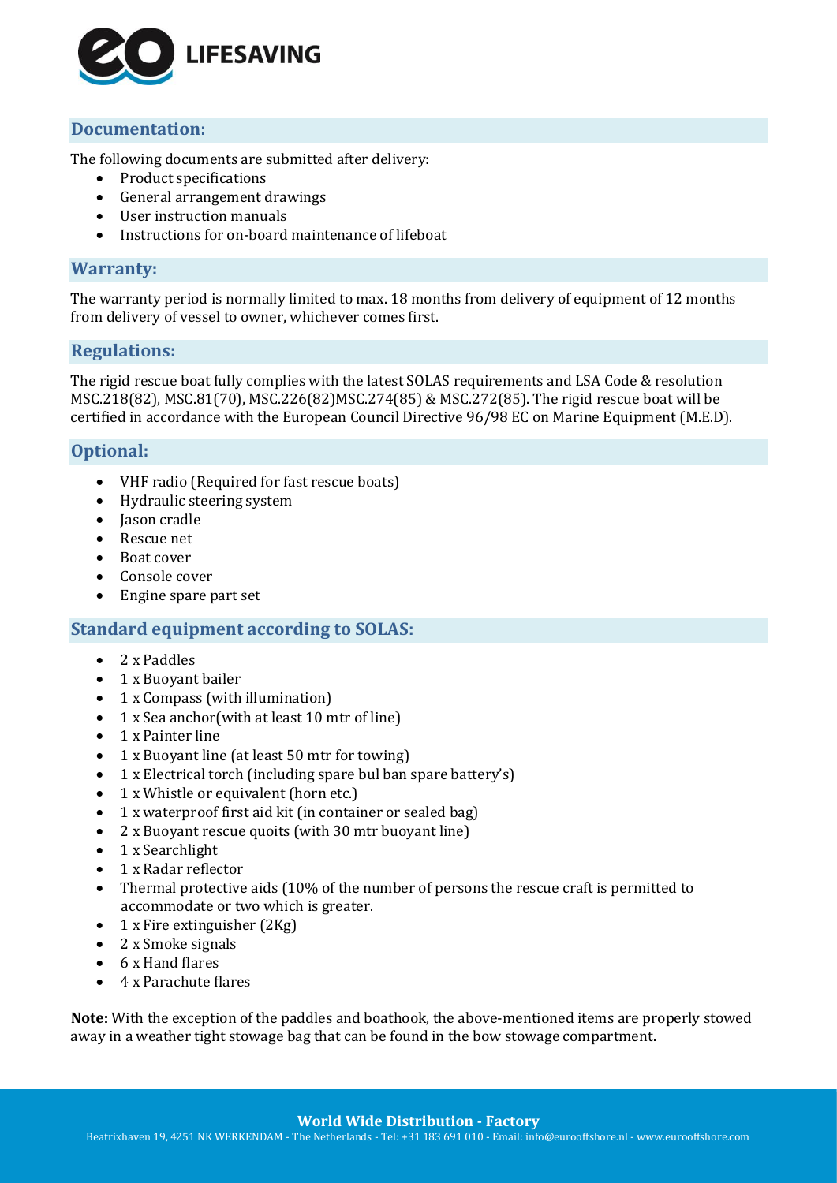## Documentation:

The following documents are submitted after delivery:

- Product specifications
- General arrangement drawings
- User instruction manuals
- Instructions for on-board maintenance of lifeboat

## Warranty:

The warranty period is normally limited to max. 18 months from delivery of equipment of 12 months from delivery of vessel to owner, whichever comes first.

## Regulations:

The rigid rescue boat fully complies with the latest SOLAS requirements and LSA Code & resolution MSC.218(82), MSC.81(70), MSC.226(82)MSC.274(85) & MSC.272(85). The rigid rescue boat will be certified in accordance with the European Council Directive 96/98 EC on Marine Equipment (M.E.D).

## Optional:

- VHF radio (Required for fast rescue boats)
- Hydraulic steering system
- Jason cradle
- Rescue net
- Boat cover
- Console cover
- Engine spare part set

## Standard equipment according to SOLAS:

- 2 x Paddles
- 1 x Buoyant bailer
- 1 x Compass (with illumination)
- 1 x Sea anchor(with at least 10 mtr of line)
- 1 x Painter line
- 1 x Buoyant line (at least 50 mtr for towing)
- 1 x Electrical torch (including spare bul ban spare battery's)
- 1 x Whistle or equivalent (horn etc.)
- 1 x waterproof first aid kit (in container or sealed bag)
- 2 x Buoyant rescue quoits (with 30 mtr buoyant line)
- 1 x Searchlight
- 1 x Radar reflector
- Thermal protective aids (10% of the number of persons the rescue craft is permitted to accommodate or two which is greater.
- 1 x Fire extinguisher (2Kg)
- 2 x Smoke signals
- 6 x Hand flares
- 4 x Parachute flares

**Note:** With the exception of the paddles and boathook, the above-mentioned items are properly stowed away in a weather tight stowage bag that can be found in the bow stowage compartment.